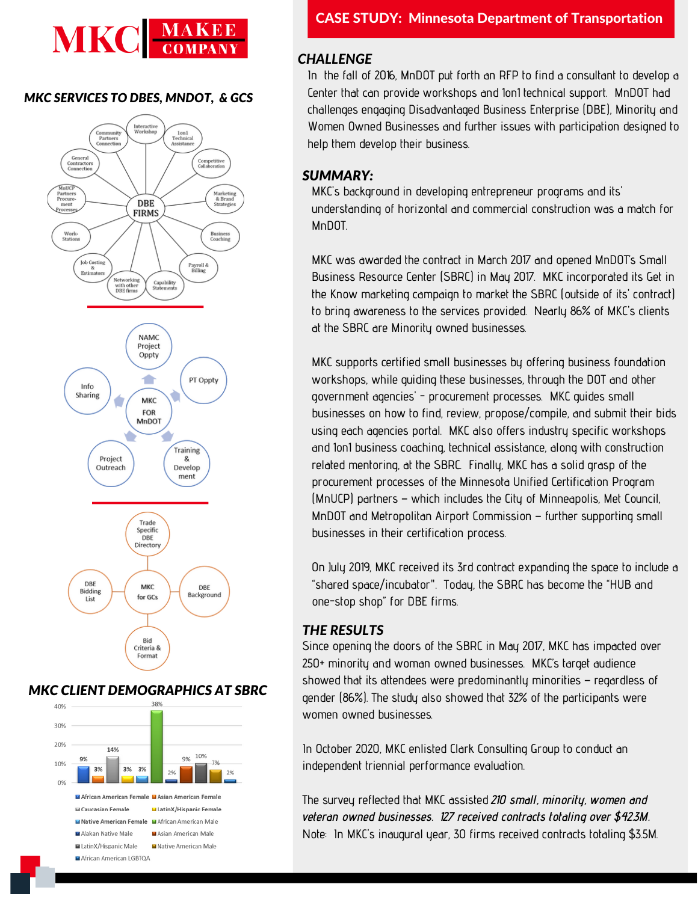# MKC MAKEE COMPANY

## MKC SERVICES TO DBES, MNDOT, & GCS

**DBE FIRMS**

- Interactive Workshop
- 1on1 Technical Assistance
- Competitive Collaboration
- Marketing & Brand Strategies
- Business Coaching
- Payroll & Billing
- Capability Statements
- Networking with other DBE firms
- Job Costing & Estimators
- Work-Stations
- MnUCP Partners Procurement Processes
- General Contractors Connection
- Community Partners Connection

**MKC FOR MnDOT**

- NAMC Project Oppty
- PT Oppty
- Training & Development
- Project Outreach
- Info Sharing

**MKC for GCs**

- Trade Specific DBE Directory
- DBE Background
- Bid Criteria & Format
- DBE Bidding List

## MKC CLIENT DEMOGRAPHICS AT SBRC

| Category | Percentage |
| --- | --- |
| African American Female | 9% |
| Asian American Female | 3% |
| Caucasian Female | 14% |
| LatinX/Hispanic Female | 3% |
| Native American Female | 3% |
| African American Male | 38% |
| Alakan Native Male | 2% |
| Asian American Male | 9% |
| LatinX/Hispanic Male | 10% |
| Native American Male | 7% |
| African American LGBTQA | 2% |

# CASE STUDY: Minnesota Department of Transportation

## CHALLENGE

In the fall of 2016, MnDOT put forth an RFP to find a consultant to develop a Center that can provide workshops and 1on1 technical support. MnDOT had challenges engaging Disadvantaged Business Enterprise (DBE), Minority and Women Owned Businesses and further issues with participation designed to help them develop their business.

## SUMMARY:

MKC's background in developing entrepreneur programs and its' understanding of horizontal and commercial construction was a match for MnDOT.

MKC was awarded the contract in March 2017 and opened MnDOT's Small Business Resource Center (SBRC) in May 2017. MKC incorporated its Get in the Know marketing campaign to market the SBRC (outside of its' contract) to bring awareness to the services provided. Nearly 86% of MKC's clients at the SBRC are Minority owned businesses.

MKC supports certified small businesses by offering business foundation workshops, while guiding these businesses, through the DOT and other government agencies' - procurement processes. MKC guides small businesses on how to find, review, propose/compile, and submit their bids using each agencies portal. MKC also offers industry specific workshops and 1on1 business coaching, technical assistance, along with construction related mentoring, at the SBRC. Finally, MKC has a solid grasp of the procurement processes of the Minnesota Unified Certification Program (MnUCP) partners – which includes the City of Minneapolis, Met Council, MnDOT and Metropolitan Airport Commission – further supporting small businesses in their certification process.

On July 2019, MKC received its 3rd contract expanding the space to include a "shared space/incubator". Today, the SBRC has become the "HUB and one-stop shop" for DBE firms.

## THE RESULTS

Since opening the doors of the SBRC in May 2017, MKC has impacted over 250+ minority and woman owned businesses. MKC's target audience showed that its attendees were predominantly minorities – regardless of gender (86%). The study also showed that 32% of the participants were women owned businesses.

In October 2020, MKC enlisted Clark Consulting Group to conduct an independent triennial performance evaluation.

The survey reflected that MKC assisted *210 small, minority, women and veteran owned businesses. 127 received contracts totaling over $42.3M.* Note: In MKC's inaugural year, 30 firms received contracts totaling $3.5M.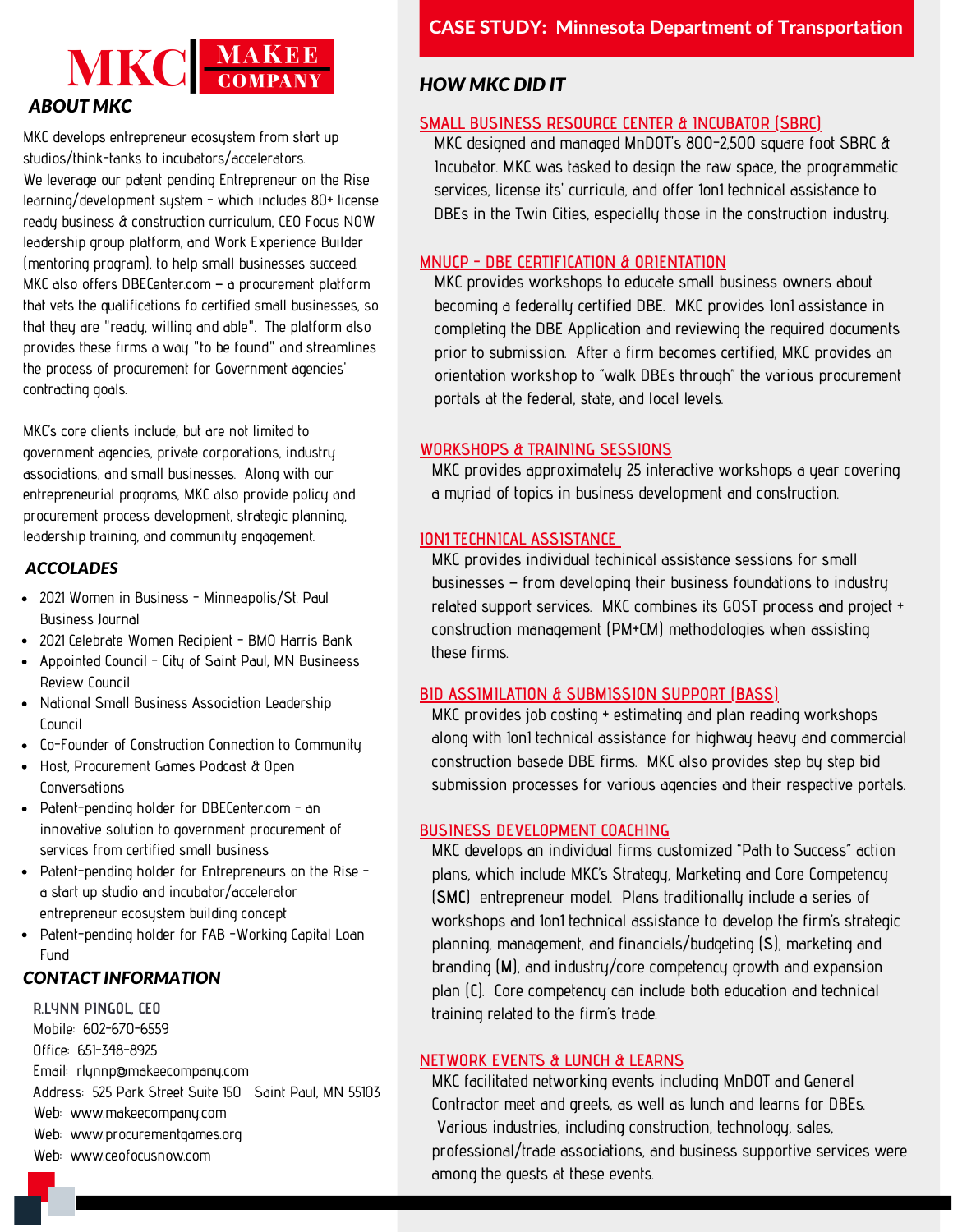MKC | MAKEE COMPANY

## ABOUT MKC

MKC develops entrepreneur ecosystem from start up studios/think-tanks to incubators/accelerators. We leverage our patent pending Entrepreneur on the Rise learning/development system - which includes 80+ license ready business & construction curriculum, CEO Focus NOW leadership group platform, and Work Experience Builder (mentoring program), to help small businesses succeed. MKC also offers DBECenter.com – a procurement platform that vets the qualifications fo certified small businesses, so that they are "ready, willing and able". The platform also provides these firms a way "to be found" and streamlines the process of procurement for Government agencies' contracting goals.

MKC's core clients include, but are not limited to government agencies, private corporations, industry associations, and small businesses. Along with our entrepreneurial programs, MKC also provide policy and procurement process development, strategic planning, leadership training, and community engagement.

## ACCOLADES

- 2021 Women in Business - Minneapolis/St. Paul Business Journal
- 2021 Celebrate Women Recipient - BMO Harris Bank
- Appointed Council - City of Saint Paul, MN Busineess Review Council
- National Small Business Association Leadership Council
- Co-Founder of Construction Connection to Community
- Host, Procurement Games Podcast & Open Conversations
- Patent-pending holder for DBECenter.com - an innovative solution to government procurement of services from certified small business
- Patent-pending holder for Entrepreneurs on the Rise - a start up studio and incubator/accelerator entrepreneur ecosystem building concept
- Patent-pending holder for FAB -Working Capital Loan Fund

## CONTACT INFORMATION

**R.LYNN PINGOL, CEO**
Mobile: 602-670-6559
Office: 651-348-8925
Email: rlynnp@makeecompany.com
Address: 525 Park Street Suite 150 Saint Paul, MN 55103
Web: www.makeecompany.com
Web: www.procurementgames.org
Web: www.ceofocusnow.com

## CASE STUDY: Minnesota Department of Transportation

### HOW MKC DID IT

**SMALL BUSINESS RESOURCE CENTER & INCUBATOR (SBRC)**

MKC designed and managed MnDOT's 800-2,500 square foot SBRC & Incubator. MKC was tasked to design the raw space, the programmatic services, license its' curricula, and offer 1on1 technical assistance to DBEs in the Twin Cities, especially those in the construction industry.

**MNUCP - DBE CERTIFICATION & ORIENTATION**

MKC provides workshops to educate small business owners about becoming a federally certified DBE. MKC provides 1on1 assistance in completing the DBE Application and reviewing the required documents prior to submission. After a firm becomes certified, MKC provides an orientation workshop to "walk DBEs through" the various procurement portals at the federal, state, and local levels.

**WORKSHOPS & TRAINING SESSIONS**

MKC provides approximately 25 interactive workshops a year covering a myriad of topics in business development and construction.

**1ON1 TECHNICAL ASSISTANCE**

MKC provides individual techinical assistance sessions for small businesses – from developing their business foundations to industry related support services. MKC combines its GOST process and project + construction management (PM+CM) methodologies when assisting these firms.

**BID ASSIMILATION & SUBMISSION SUPPORT (BASS)**

MKC provides job costing + estimating and plan reading workshops along with 1on1 technical assistance for highway heavy and commercial construction basede DBE firms. MKC also provides step by step bid submission processes for various agencies and their respective portals.

**BUSINESS DEVELOPMENT COACHING**

MKC develops an individual firms customized "Path to Success" action plans, which include MKC's Strategy, Marketing and Core Competency (SMC) entrepreneur model. Plans traditionally include a series of workshops and 1on1 technical assistance to develop the firm's strategic planning, management, and financials/budgeting (S), marketing and branding (M), and industry/core competency growth and expansion plan (C). Core competency can include both education and technical training related to the firm's trade.

**NETWORK EVENTS & LUNCH & LEARNS**

MKC facilitated networking events including MnDOT and General Contractor meet and greets, as well as lunch and learns for DBEs. Various industries, including construction, technology, sales, professional/trade associations, and business supportive services were among the guests at these events.